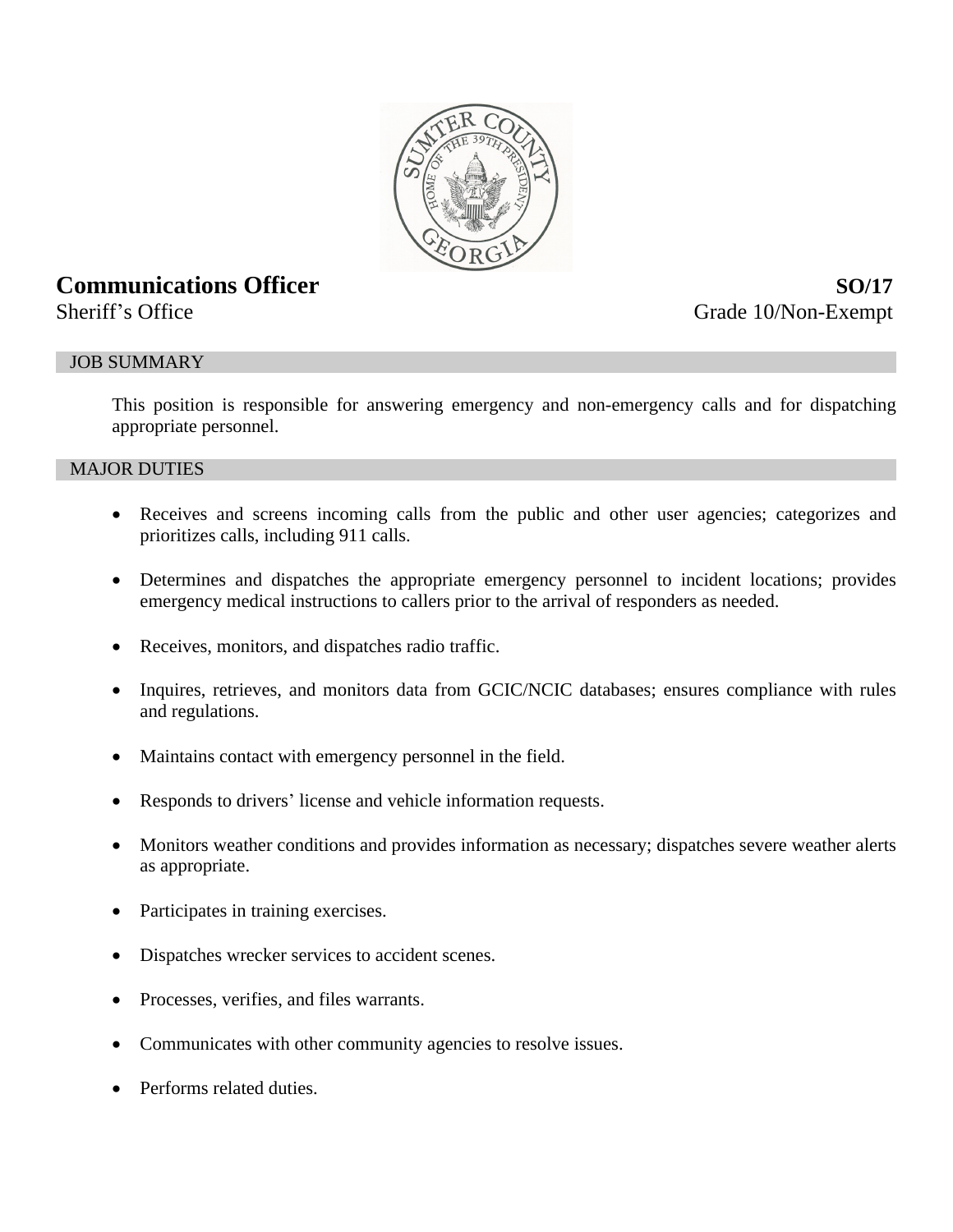# Communications Officer

**SO/17**

Sheriff's Office

Grade 10/Non-Exempt

## JOB SUMMARY

This position is responsible for answering emergency and non-emergency calls and for dispatching appropriate personnel.

## MAJOR DUTIES

- Receives and screens incoming calls from the public and other user agencies; categorizes and prioritizes calls, including 911 calls.
- Determines and dispatches the appropriate emergency personnel to incident locations; provides emergency medical instructions to callers prior to the arrival of responders as needed.
- Receives, monitors, and dispatches radio traffic.
- Inquires, retrieves, and monitors data from GCIC/NCIC databases; ensures compliance with rules and regulations.
- Maintains contact with emergency personnel in the field.
- Responds to drivers' license and vehicle information requests.
- Monitors weather conditions and provides information as necessary; dispatches severe weather alerts as appropriate.
- Participates in training exercises.
- Dispatches wrecker services to accident scenes.
- Processes, verifies, and files warrants.
- Communicates with other community agencies to resolve issues.
- Performs related duties.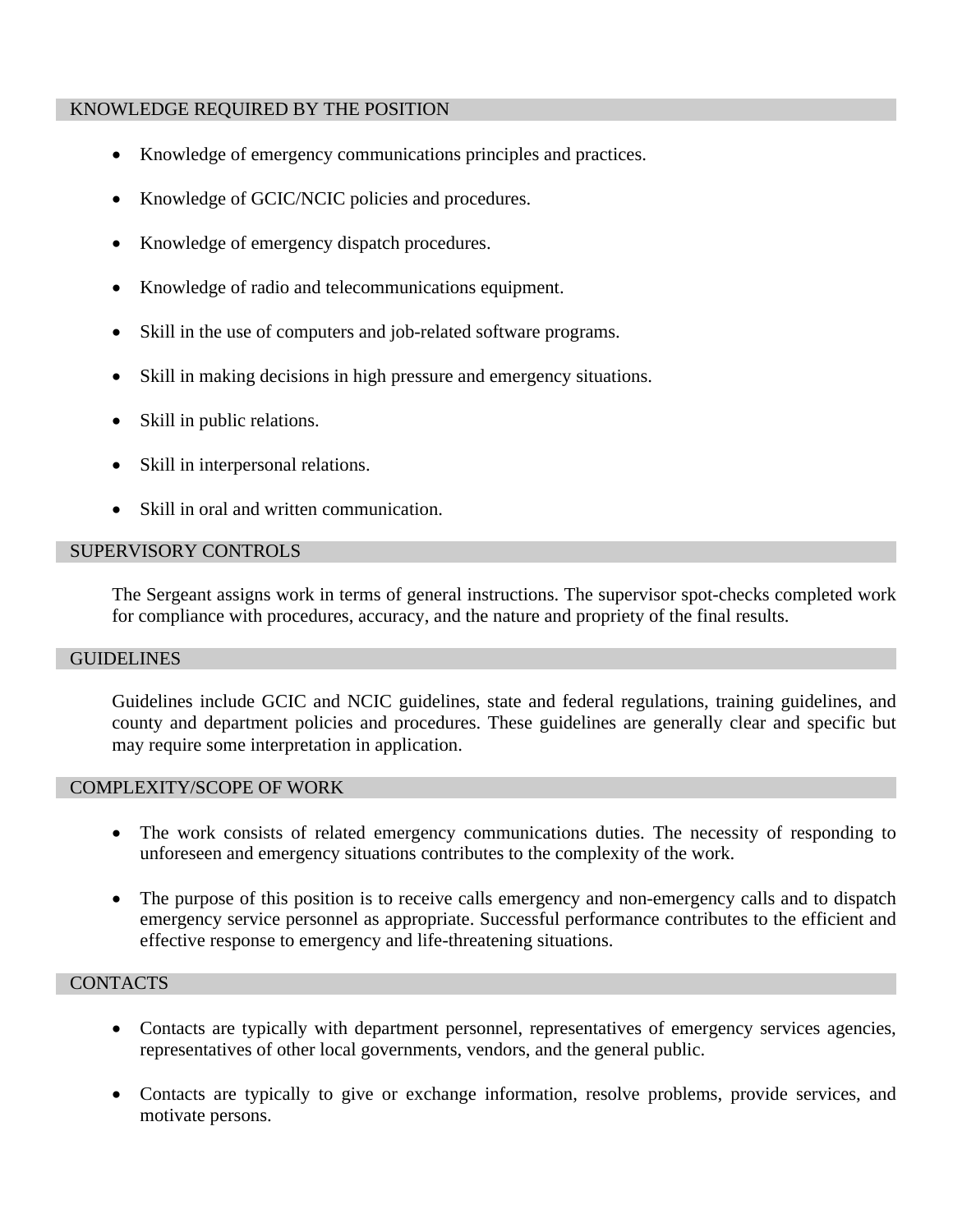## KNOWLEDGE REQUIRED BY THE POSITION

- Knowledge of emergency communications principles and practices.
- Knowledge of GCIC/NCIC policies and procedures.
- Knowledge of emergency dispatch procedures.
- Knowledge of radio and telecommunications equipment.
- Skill in the use of computers and job-related software programs.
- Skill in making decisions in high pressure and emergency situations.
- Skill in public relations.
- Skill in interpersonal relations.
- Skill in oral and written communication.

## SUPERVISORY CONTROLS

The Sergeant assigns work in terms of general instructions. The supervisor spot-checks completed work for compliance with procedures, accuracy, and the nature and propriety of the final results.

## GUIDELINES

Guidelines include GCIC and NCIC guidelines, state and federal regulations, training guidelines, and county and department policies and procedures. These guidelines are generally clear and specific but may require some interpretation in application.

## COMPLEXITY/SCOPE OF WORK

- The work consists of related emergency communications duties. The necessity of responding to unforeseen and emergency situations contributes to the complexity of the work.
- The purpose of this position is to receive calls emergency and non-emergency calls and to dispatch emergency service personnel as appropriate. Successful performance contributes to the efficient and effective response to emergency and life-threatening situations.

## CONTACTS

- Contacts are typically with department personnel, representatives of emergency services agencies, representatives of other local governments, vendors, and the general public.
- Contacts are typically to give or exchange information, resolve problems, provide services, and motivate persons.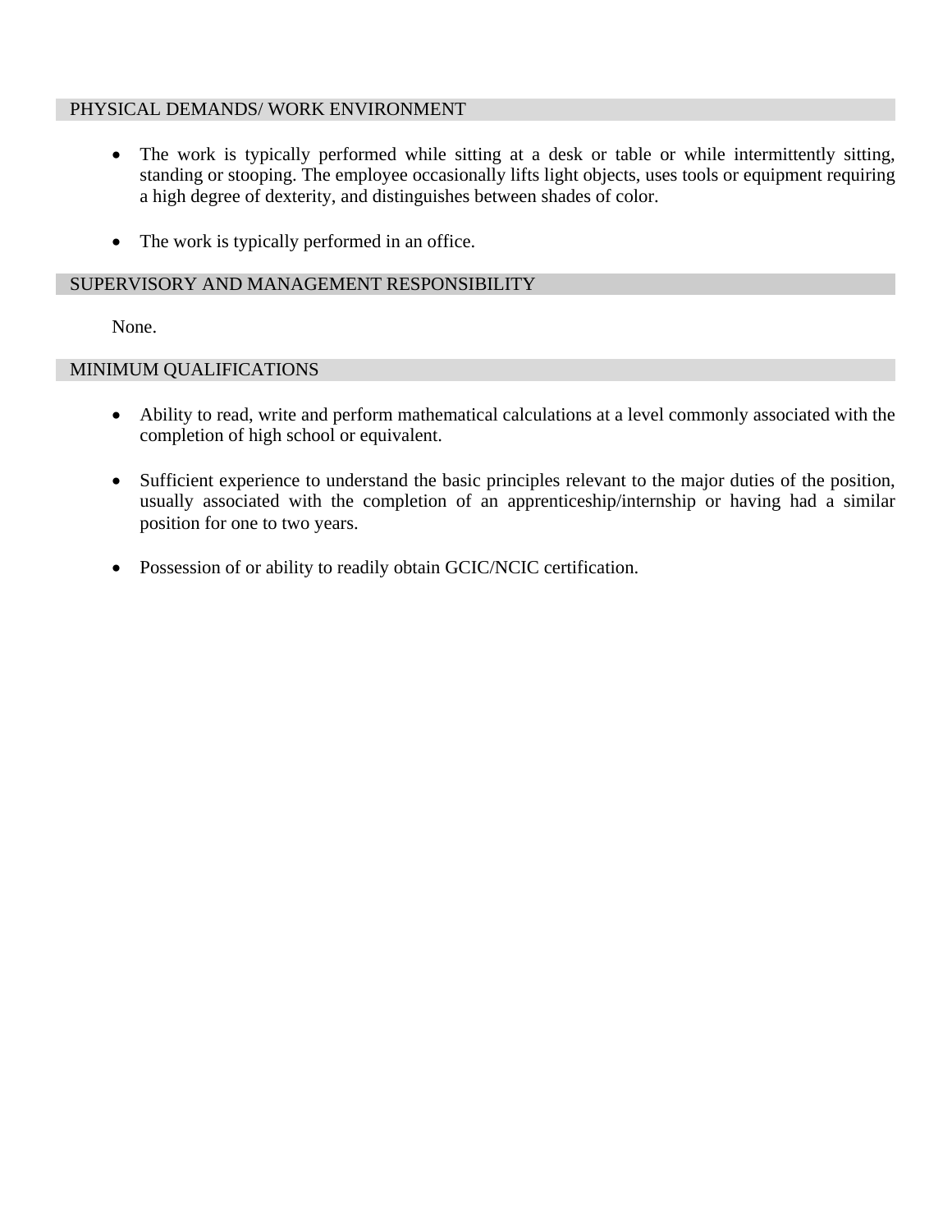## PHYSICAL DEMANDS/ WORK ENVIRONMENT

- The work is typically performed while sitting at a desk or table or while intermittently sitting, standing or stooping. The employee occasionally lifts light objects, uses tools or equipment requiring a high degree of dexterity, and distinguishes between shades of color.

- The work is typically performed in an office.

## SUPERVISORY AND MANAGEMENT RESPONSIBILITY

None.

## MINIMUM QUALIFICATIONS

- Ability to read, write and perform mathematical calculations at a level commonly associated with the completion of high school or equivalent.

- Sufficient experience to understand the basic principles relevant to the major duties of the position, usually associated with the completion of an apprenticeship/internship or having had a similar position for one to two years.

- Possession of or ability to readily obtain GCIC/NCIC certification.